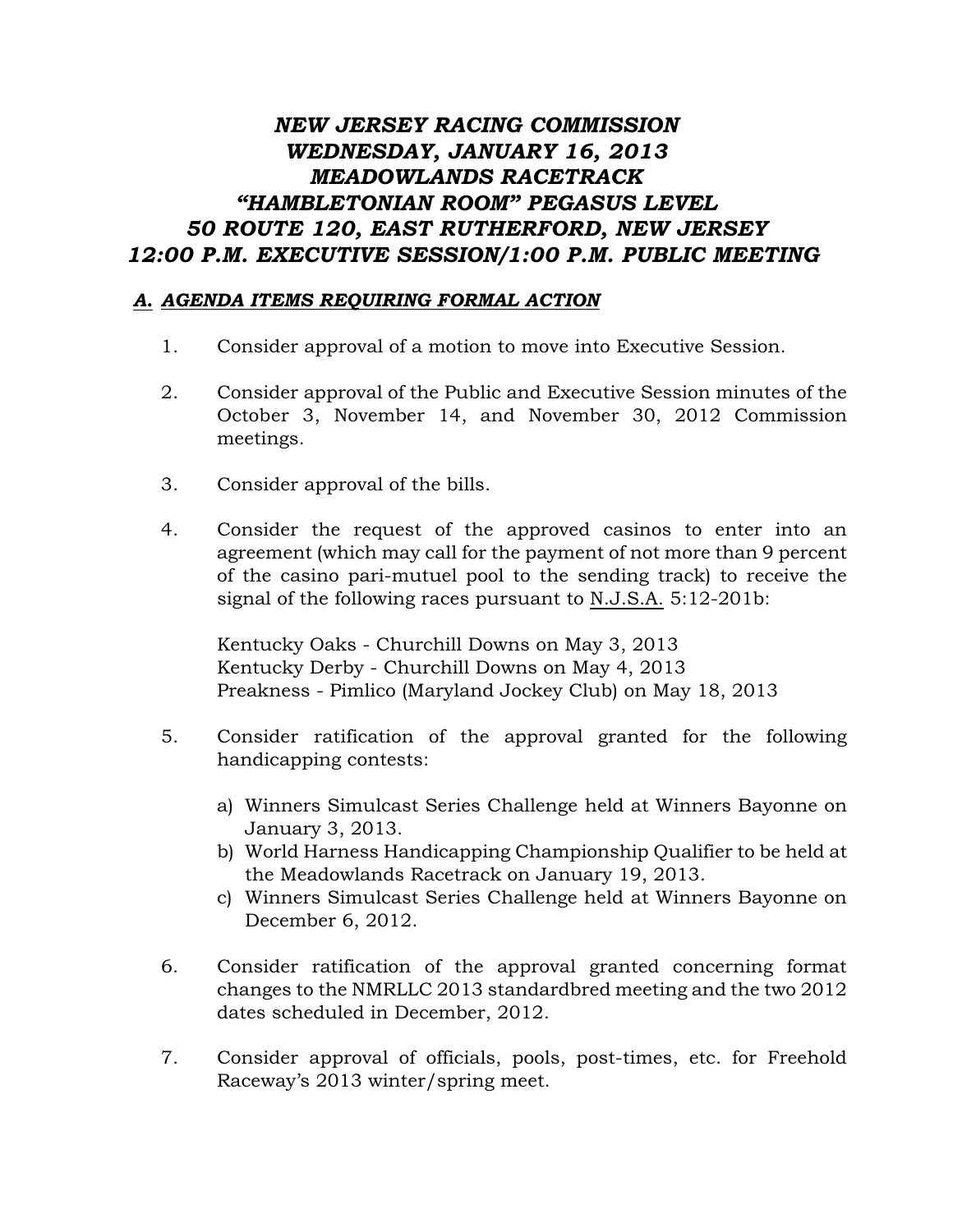# *NEW JERSEY RACING COMMISSION*
# *WEDNESDAY, JANUARY 16, 2013*
# *MEADOWLANDS RACETRACK*
# *"HAMBLETONIAN ROOM" PEGASUS LEVEL*
# *50 ROUTE 120, EAST RUTHERFORD, NEW JERSEY*
# *12:00 P.M. EXECUTIVE SESSION/1:00 P.M. PUBLIC MEETING*

## ***A. AGENDA ITEMS REQUIRING FORMAL ACTION***

1. Consider approval of a motion to move into Executive Session.

2. Consider approval of the Public and Executive Session minutes of the October 3, November 14, and November 30, 2012 Commission meetings.

3. Consider approval of the bills.

4. Consider the request of the approved casinos to enter into an agreement (which may call for the payment of not more than 9 percent of the casino pari-mutuel pool to the sending track) to receive the signal of the following races pursuant to N.J.S.A. 5:12-201b:

   Kentucky Oaks - Churchill Downs on May 3, 2013
   Kentucky Derby - Churchill Downs on May 4, 2013
   Preakness - Pimlico (Maryland Jockey Club) on May 18, 2013

5. Consider ratification of the approval granted for the following handicapping contests:

   a) Winners Simulcast Series Challenge held at Winners Bayonne on January 3, 2013.
   b) World Harness Handicapping Championship Qualifier to be held at the Meadowlands Racetrack on January 19, 2013.
   c) Winners Simulcast Series Challenge held at Winners Bayonne on December 6, 2012.

6. Consider ratification of the approval granted concerning format changes to the NMRLLC 2013 standardbred meeting and the two 2012 dates scheduled in December, 2012.

7. Consider approval of officials, pools, post-times, etc. for Freehold Raceway's 2013 winter/spring meet.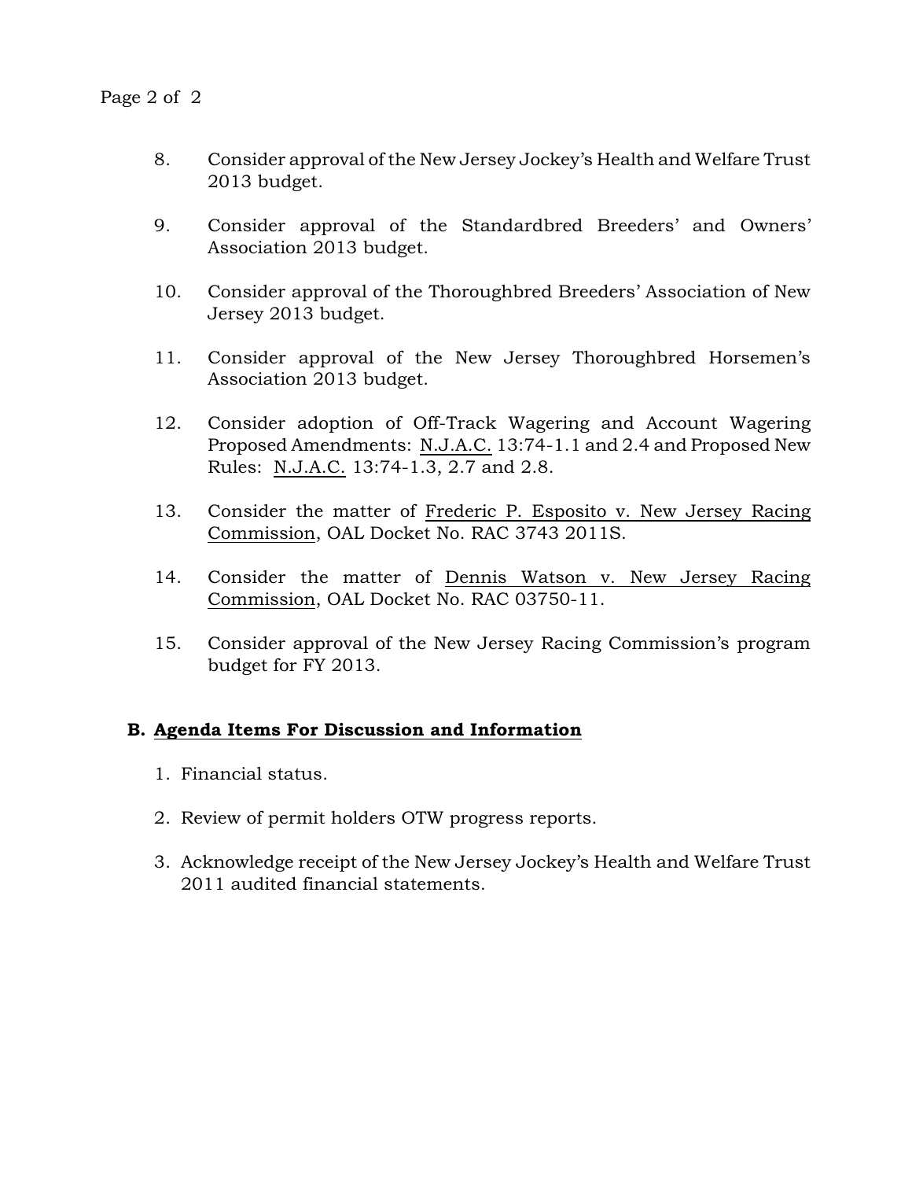8. Consider approval of the New Jersey Jockey's Health and Welfare Trust 2013 budget.

9. Consider approval of the Standardbred Breeders' and Owners' Association 2013 budget.

10. Consider approval of the Thoroughbred Breeders' Association of New Jersey 2013 budget.

11. Consider approval of the New Jersey Thoroughbred Horsemen's Association 2013 budget.

12. Consider adoption of Off-Track Wagering and Account Wagering Proposed Amendments: N.J.A.C. 13:74-1.1 and 2.4 and Proposed New Rules: N.J.A.C. 13:74-1.3, 2.7 and 2.8.

13. Consider the matter of Frederic P. Esposito v. New Jersey Racing Commission, OAL Docket No. RAC 3743 2011S.

14. Consider the matter of Dennis Watson v. New Jersey Racing Commission, OAL Docket No. RAC 03750-11.

15. Consider approval of the New Jersey Racing Commission's program budget for FY 2013.

**B. Agenda Items For Discussion and Information**

1. Financial status.

2. Review of permit holders OTW progress reports.

3. Acknowledge receipt of the New Jersey Jockey's Health and Welfare Trust 2011 audited financial statements.